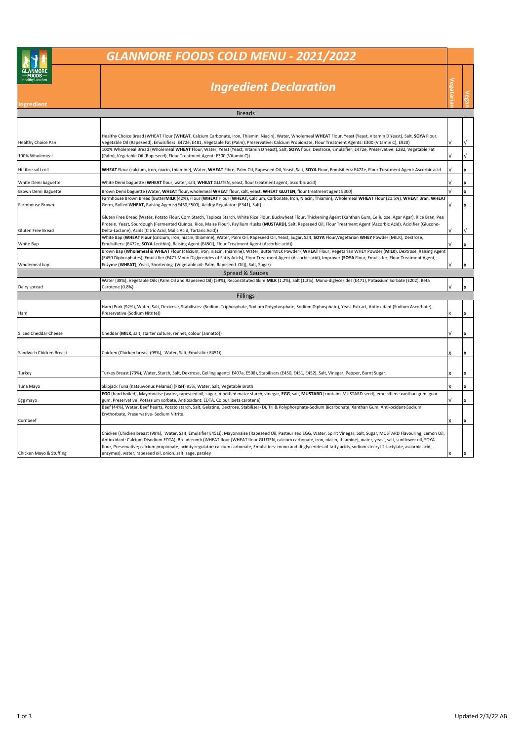# GLANMORE FOODS COLD MENU - 2021/2022

## Ingredient Declaration

| Ingredient | Ingredient Declaration | Vegetarian | Vegan |
|---|---|---|---|
| **Breads** | | | |
| Healthy Choice Pan | Healthy Choice Bread (WHEAT Flour (**WHEAT**, Calcium Carbonate, Iron, Thiamin, Niacin), Water, Wholemeal **WHEAT** Flour, Yeast (Yeast, Vitamin D Yeast), Salt, **SOYA** Flour, Vegetable Oil (Rapeseed), Emulsifiers: E472e, E481, Vegetable Fat (Palm), Preservative: Calcium Propionate, Flour Treatment Agents: E300 (Vitamin C), E920) | √ | √ |
| 100% Wholemeal | 100% Wholemeal Bread (Wholemeal **WHEAT** Flour, Water, Yeast (Yeast, Vitamin D Yeast), Salt, **SOYA** flour, Dextrose, Emulsifier: E472e, Preservative: E282, Vegetable Fat (Palm), Vegetable Oil (Rapeseed), Flour Treatment Agent: E300 (Vitamin C)) | √ | √ |
| Hi fibre soft roll | **WHEAT** Flour (calcium, iron, niacin, thiamine), Water, **WHEAT** Fibre, Palm Oil, Rapeseed Oil, Yeast, Salt, **SOYA** Flour, Emulsifiers: E472e, Flour Treatment Agent: Ascorbic acid | √ | x |
| White Demi baguette | White Demi baguette (**WHEAT** flour, water, salt, **WHEAT** GLUTEN, yeast, flour treatment agent, ascorbic acid) | √ | x |
| Brown Demi Baguette | Brown Demi baguette (Water, **WHEAT** flour, wholemeal **WHEAT** flour, salt, yeast, **WHEAT GLUTEN**, flour treatment agent E300) | √ | x |
| Farmhouse Brown | Farmhouse Brown Bread (Butter**MILK** (42%), Flour (**WHEAT** Flour (**WHEAT,** Calcium, Carbonate, Iron, Niacin, Thiamin), Wholemeal **WHEAT** Flour (21.5%), **WHEAT** Bran, **WHEAT** Germ, Rolled **WHEAT,** Raising Agents:(E450,E500), Acidity Regulator: (E341), Salt) | √ | x |
| Gluten Free Bread | Gluten Free Bread (Water, Potato Flour, Corn Starch, Tapioca Starch, White Rice Flour, Buckwheat Flour, Thickening Agent (Xanthan Gum, Cellulose, Agar Agar), Rice Bran, Pea Protein, Yeast, Sourdough (Fermented Quinoa, Rice, Maize Flour), Psyllium Husks **(MUSTARD)**, Salt, Rapeseed Oil, Flour Treatment Agent (Ascorbic Acid), Acidifier (Glucono-Delta-Lactone), Acids (Citric Acid, Malic Acid, Tartaric Acid)) | √ | √ |
| White Bap | White Bap (**WHEAT Flour** (calcium, iron, niacin, thiamine), Water, Palm Oil, Rapeseed Oil, Yeast, Sugar, Salt, **SOYA** Flour,Vegetarian **WHEY** Powder (MILK), Dextrose, Emulsifiers: (E472e, **SOYA** Lecithin), Raising Agent (E450i), Flour Treatment Agent (Ascorbic acid)) | √ | x |
| Wholemeal bap | Brown Bap (**Wholemeal & WHEAT** Flour (calcium, iron, niacin, thiamine), Water, ButterMILK Powder ( **WHEAT** Flour, Vegetarian WHEY Powder (**MILK**), Dextrose, Raising Agent (E450 Diphosphates), Emulsifier (E471 Mono Diglycerides of Fatty Acids), Flour Treatment Agent (Ascorbic acid), Improver **(SOYA** Flour, Emulisifer, Flour Treatment Agent, Enzyme (**WHEAT**), Yeast, Shortening (Vegetable oil: Palm, Rapeseed Oil)), Salt, Sugar) | √ | x |
| **Spread & Sauces** | | | |
| Dairy spread | Water (38%), Vegetable Oils (Palm Oil and Rapeseed Oil) (59%), Reconstituted Skim **MILK** (1.2%), Salt (1.3%), Mono-diglycerides (E471), Potassium Sorbate (E202), Beta Carotene (0.8%) | √ | x |
| **Fillings** | | | |
| Ham | Ham (Pork (92%), Water, Salt, Dextrose, Stabilisers: (Sodium Triphosphate, Sodium Polyphosphate, Sodium Diphosphate), Yeast Extract, Antioxidant (Sodium Ascorbate), Preservative (Sodium Nitrite)) | x | x |
| Sliced Cheddar Cheese | Cheddar (**MILK**, salt, starter culture, rennet, colour (annatto)) | √ | x |
| Sandwich Chicken Breast | Chicken (Chicken breast (99%), Water, Salt, Emulsifier E451i) | x | x |
| Turkey | Turkey Breast (73%), Water, Starch, Salt, Dextrose, Gelling agent:( E407a, E508), Stabilisers (E450, E451, E452), Salt, Vinegar, Pepper, Burnt Sugar. | x | x |
| Tuna Mayo | Skipjack Tuna (Katsuwonus Pelamis) (**FISH**) 95%, Water, Salt, Vegetable Broth | x | x |
| Egg mayo | **EGG** (hard boiled), Mayonnaise (water, rapeseed oil, sugar, modified maize starch, vinegar, **EGG**, salt, **MUSTARD** [contains MUSTARD seed], emulsifiers: xanthan gum, guar gum, Preservative: Potassium sorbate, Antioxidant: EDTA, Colour: beta carotene) | √ | x |
| Cornbeef | Beef (44%), Water, Beef hearts, Potato starch, Salt, Gelatine, Dextrose, Stabiliser- Di, Tri & Polyphosphate-Sodium Bicarbonate, Xanthan Gum, Anti-oxidant-Sodium Erythorbate, Preservative- Sodium Nitrite. | x | x |
| Chicken Mayo & Stuffing | Chicken (Chicken breast (99%), Water, Salt, Emulsifier E451i); Mayonnaise (Rapeseed Oil, Pasteurised EGG, Water, Spirit Vinegar, Salt, Sugar, MUSTARD Flavouring, Lemon Oil, Antioxidant: Calcium Disodium EDTA); Breadcrumb (WHEAT flour [WHEAT flour GLUTEN, calcium carbonate, iron, niacin, thiamine], water, yeast, salt, sunflower oil, SOYA flour, Preservative; calcium propionate, acidity regulator: calcium carbonate, Emulsifiers: mono and di-glycerides of fatty acids, sodium stearyl-2-lactylate, ascorbic acid, enzymes), water, rapeseed oil, onion, salt, sage, parsley | x | x |

Updated 2/3/22 AB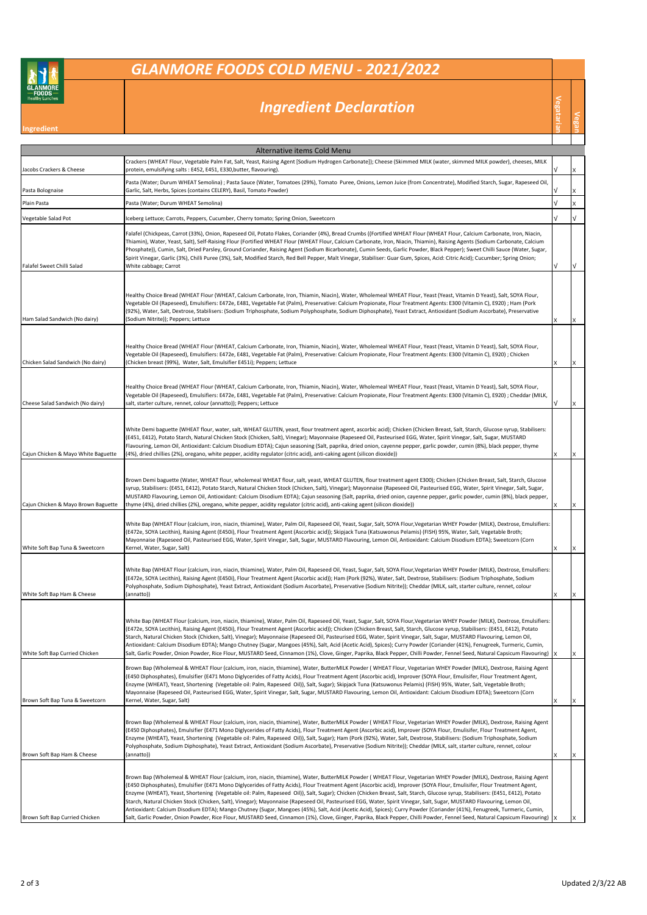# GLANMORE FOODS COLD MENU - 2021/2022

## Ingredient Declaration

| Ingredient | | Vegatarian | Vegan |
|---|---|---|---|
| **Alternative items Cold Menu** | | | |
| Jacobs Crackers & Cheese | Crackers (WHEAT Flour, Vegetable Palm Fat, Salt, Yeast, Raising Agent [Sodium Hydrogen Carbonate]); Cheese (Skimmed MILK (water, skimmed MILK powder), cheeses, MILK protein, emulsifying salts : E452, E451, E330,butter, flavouring). | √ | X |
| Pasta Bolognaise | Pasta (Water; Durum WHEAT Semolina) ; Pasta Sauce (Water, Tomatoes (29%), Tomato Puree, Onions, Lemon Juice (from Concentrate), Modified Starch, Sugar, Rapeseed Oil, Garlic, Salt, Herbs, Spices (contains CELERY), Basil, Tomato Powder) | √ | X |
| Plain Pasta | Pasta (Water; Durum WHEAT Semolina) | √ | X |
| Vegetable Salad Pot | Iceberg Lettuce; Carrots, Peppers, Cucumber, Cherry tomato; Spring Onion, Sweetcorn | √ | √ |
| Falafel Sweet Chilli Salad | Falafel (Chickpeas, Carrot (33%), Onion, Rapeseed Oil, Potato Flakes, Coriander (4%), Bread Crumbs ((Fortified WHEAT Flour (WHEAT Flour, Calcium Carbonate, Iron, Niacin, Thiamin), Water, Yeast, Salt), Self-Raising Flour (Fortified WHEAT Flour (WHEAT Flour, Calcium Carbonate, Iron, Niacin, Thiamin), Raising Agents (Sodium Carbonate, Calcium Phosphate)), Cumin, Salt, Dried Parsley, Ground Coriander, Raising Agent (Sodium Bicarbonate), Cumin Seeds, Garlic Powder, Black Pepper); Sweet Chilli Sauce (Water, Sugar, Spirit Vinegar, Garlic (3%), Chilli Puree (3%), Salt, Modified Starch, Red Bell Pepper, Malt Vinegar, Stabiliser: Guar Gum, Spices, Acid: Citric Acid); Cucumber; Spring Onion; White cabbage; Carrot | √ | √ |
| Ham Salad Sandwich (No dairy) | Healthy Choice Bread (WHEAT Flour (WHEAT, Calcium Carbonate, Iron, Thiamin, Niacin), Water, Wholemeal WHEAT Flour, Yeast (Yeast, Vitamin D Yeast), Salt, SOYA Flour, Vegetable Oil (Rapeseed), Emulsifiers: E472e, E481, Vegetable Fat (Palm), Preservative: Calcium Propionate, Flour Treatment Agents: E300 (Vitamin C), E920) ; Ham (Pork (92%), Water, Salt, Dextrose, Stabilisers: (Sodium Triphosphate, Sodium Polyphosphate, Sodium Diphosphate), Yeast Extract, Antioxidant (Sodium Ascorbate), Preservative (Sodium Nitrite)); Peppers; Lettuce | X | X |
| Chicken Salad Sandwich (No dairy) | Healthy Choice Bread (WHEAT Flour (WHEAT, Calcium Carbonate, Iron, Thiamin, Niacin), Water, Wholemeal WHEAT Flour, Yeast (Yeast, Vitamin D Yeast), Salt, SOYA Flour, Vegetable Oil (Rapeseed), Emulsifiers: E472e, E481, Vegetable Fat (Palm), Preservative: Calcium Propionate, Flour Treatment Agents: E300 (Vitamin C), E920) ; Chicken (Chicken breast (99%), Water, Salt, Emulsifier E451i); Peppers; Lettuce | X | X |
| Cheese Salad Sandwich (No dairy) | Healthy Choice Bread (WHEAT Flour (WHEAT, Calcium Carbonate, Iron, Thiamin, Niacin), Water, Wholemeal WHEAT Flour, Yeast (Yeast, Vitamin D Yeast), Salt, SOYA Flour, Vegetable Oil (Rapeseed), Emulsifiers: E472e, E481, Vegetable Fat (Palm), Preservative: Calcium Propionate, Flour Treatment Agents: E300 (Vitamin C), E920) ; Cheddar (MILK, salt, starter culture, rennet, colour (annatto)); Peppers; Lettuce | √ | X |
| Cajun Chicken & Mayo White Baguette | White Demi baguette (WHEAT flour, water, salt, WHEAT GLUTEN, yeast, flour treatment agent, ascorbic acid); Chicken (Chicken Breast, Salt, Starch, Glucose syrup, Stabilisers: (E451, E412), Potato Starch, Natural Chicken Stock (Chicken, Salt), Vinegar); Mayonnaise (Rapeseed Oil, Pasteurised EGG, Water, Spirit Vinegar, Salt, Sugar, MUSTARD Flavouring, Lemon Oil, Antioxidant: Calcium Disodium EDTA); Cajun seasoning (Salt, paprika, dried onion, cayenne pepper, garlic powder, cumin (8%), black pepper, thyme (4%), dried chillies (2%), oregano, white pepper, acidity regulator (citric acid), anti-caking agent (silicon dioxide)) | X | X |
| Cajun Chicken & Mayo Brown Baguette | Brown Demi baguette (Water, WHEAT flour, wholemeal WHEAT flour, salt, yeast, WHEAT GLUTEN, flour treatment agent E300); Chicken (Chicken Breast, Salt, Starch, Glucose syrup, Stabilisers: (E451, E412), Potato Starch, Natural Chicken Stock (Chicken, Salt), Vinegar); Mayonnaise (Rapeseed Oil, Pasteurised EGG, Water, Spirit Vinegar, Salt, Sugar, MUSTARD Flavouring, Lemon Oil, Antioxidant: Calcium Disodium EDTA); Cajun seasoning (Salt, paprika, dried onion, cayenne pepper, garlic powder, cumin (8%), black pepper, thyme (4%), dried chillies (2%), oregano, white pepper, acidity regulator (citric acid), anti-caking agent (silicon dioxide)) | X | X |
| White Soft Bap Tuna & Sweetcorn | White Bap (WHEAT Flour (calcium, iron, niacin, thiamine), Water, Palm Oil, Rapeseed Oil, Yeast, Sugar, Salt, SOYA Flour,Vegetarian WHEY Powder (MILK), Dextrose, Emulsifiers: (E472e, SOYA Lecithin), Raising Agent (E450i), Flour Treatment Agent (Ascorbic acid)); Skipjack Tuna (Katsuwonus Pelamis) (FISH) 95%, Water, Salt, Vegetable Broth; Mayonnaise (Rapeseed Oil, Pasteurised EGG, Water, Spirit Vinegar, Salt, Sugar, MUSTARD Flavouring, Lemon Oil, Antioxidant: Calcium Disodium EDTA); Sweetcorn (Corn Kernel, Water, Sugar, Salt) | X | X |
| White Soft Bap Ham & Cheese | White Bap (WHEAT Flour (calcium, iron, niacin, thiamine), Water, Palm Oil, Rapeseed Oil, Yeast, Sugar, Salt, SOYA Flour,Vegetarian WHEY Powder (MILK), Dextrose, Emulsifiers: (E472e, SOYA Lecithin), Raising Agent (E450i), Flour Treatment Agent (Ascorbic acid)); Ham (Pork (92%), Water, Salt, Dextrose, Stabilisers: (Sodium Triphosphate, Sodium Polyphosphate, Sodium Diphosphate), Yeast Extract, Antioxidant (Sodium Ascorbate), Preservative (Sodium Nitrite)); Cheddar (MILK, salt, starter culture, rennet, colour (annatto)) | X | X |
| White Soft Bap Curried Chicken | White Bap (WHEAT Flour (calcium, iron, niacin, thiamine), Water, Palm Oil, Rapeseed Oil, Yeast, Sugar, Salt, SOYA Flour,Vegetarian WHEY Powder (MILK), Dextrose, Emulsifiers: (E472e, SOYA Lecithin), Raising Agent (E450i), Flour Treatment Agent (Ascorbic acid)); Chicken (Chicken Breast, Salt, Starch, Glucose syrup, Stabilisers: (E451, E412), Potato Starch, Natural Chicken Stock (Chicken, Salt), Vinegar); Mayonnaise (Rapeseed Oil, Pasteurised EGG, Water, Spirit Vinegar, Salt, Sugar, MUSTARD Flavouring, Lemon Oil, Antioxidant: Calcium Disodium EDTA); Mango Chutney (Sugar, Mangoes (45%), Salt, Acid (Acetic Acid), Spices); Curry Powder (Coriander (41%), Fenugreek, Turmeric, Cumin, Salt, Garlic Powder, Onion Powder, Rice Flour, MUSTARD Seed, Cinnamon (1%), Clove, Ginger, Paprika, Black Pepper, Chilli Powder, Fennel Seed, Natural Capsicum Flavouring) | X | X |
| Brown Soft Bap Tuna & Sweetcorn | Brown Bap (Wholemeal & WHEAT Flour (calcium, iron, niacin, thiamine), Water, ButterMILK Powder ( WHEAT Flour, Vegetarian WHEY Powder (MILK), Dextrose, Raising Agent (E450 Diphosphates), Emulsifier (E471 Mono Diglycerides of Fatty Acids), Flour Treatment Agent (Ascorbic acid), Improver (SOYA Flour, Emulsifier, Flour Treatment Agent, Enzyme (WHEAT), Yeast, Shortening (Vegetable oil: Palm, Rapeseed Oil)), Salt, Sugar); Skipjack Tuna (Katsuwonus Pelamis) (FISH) 95%, Water, Salt, Vegetable Broth; Mayonnaise (Rapeseed Oil, Pasteurised EGG, Water, Spirit Vinegar, Salt, Sugar, MUSTARD Flavouring, Lemon Oil, Antioxidant: Calcium Disodium EDTA); Sweetcorn (Corn Kernel, Water, Sugar, Salt) | X | X |
| Brown Soft Bap Ham & Cheese | Brown Bap (Wholemeal & WHEAT Flour (calcium, iron, niacin, thiamine), Water, ButterMILK Powder ( WHEAT Flour, Vegetarian WHEY Powder (MILK), Dextrose, Raising Agent (E450 Diphosphates), Emulsifier (E471 Mono Diglycerides of Fatty Acids), Flour Treatment Agent (Ascorbic acid), Improver (SOYA Flour, Emulsifier, Flour Treatment Agent, Enzyme (WHEAT), Yeast, Shortening (Vegetable oil: Palm, Rapeseed Oil)), Salt, Sugar); Ham (Pork (92%), Water, Salt, Dextrose, Stabilisers: (Sodium Triphosphate, Sodium Polyphosphate, Sodium Diphosphate), Yeast Extract, Antioxidant (Sodium Ascorbate), Preservative (Sodium Nitrite)); Cheddar (MILK, salt, starter culture, rennet, colour (annatto)) | X | X |
| Brown Soft Bap Curried Chicken | Brown Bap (Wholemeal & WHEAT Flour (calcium, iron, niacin, thiamine), Water, ButterMILK Powder ( WHEAT Flour, Vegetarian WHEY Powder (MILK), Dextrose, Raising Agent (E450 Diphosphates), Emulsifier (E471 Mono Diglycerides of Fatty Acids), Flour Treatment Agent (Ascorbic acid), Improver (SOYA Flour, Emulsifier, Flour Treatment Agent, Enzyme (WHEAT), Yeast, Shortening (Vegetable oil: Palm, Rapeseed Oil)), Salt, Sugar); Chicken (Chicken Breast, Salt, Starch, Glucose syrup, Stabilisers: (E451, E412), Potato Starch, Natural Chicken Stock (Chicken, Salt), Vinegar); Mayonnaise (Rapeseed Oil, Pasteurised EGG, Water, Spirit Vinegar, Salt, Sugar, MUSTARD Flavouring, Lemon Oil, Antioxidant: Calcium Disodium EDTA); Mango Chutney (Sugar, Mangoes (45%), Salt, Acid (Acetic Acid), Spices); Curry Powder (Coriander (41%), Fenugreek, Turmeric, Cumin, Salt, Garlic Powder, Onion Powder, Rice Flour, MUSTARD Seed, Cinnamon (1%), Clove, Ginger, Paprika, Black Pepper, Chilli Powder, Fennel Seed, Natural Capsicum Flavouring) | X | X |

Updated 2/3/22 AB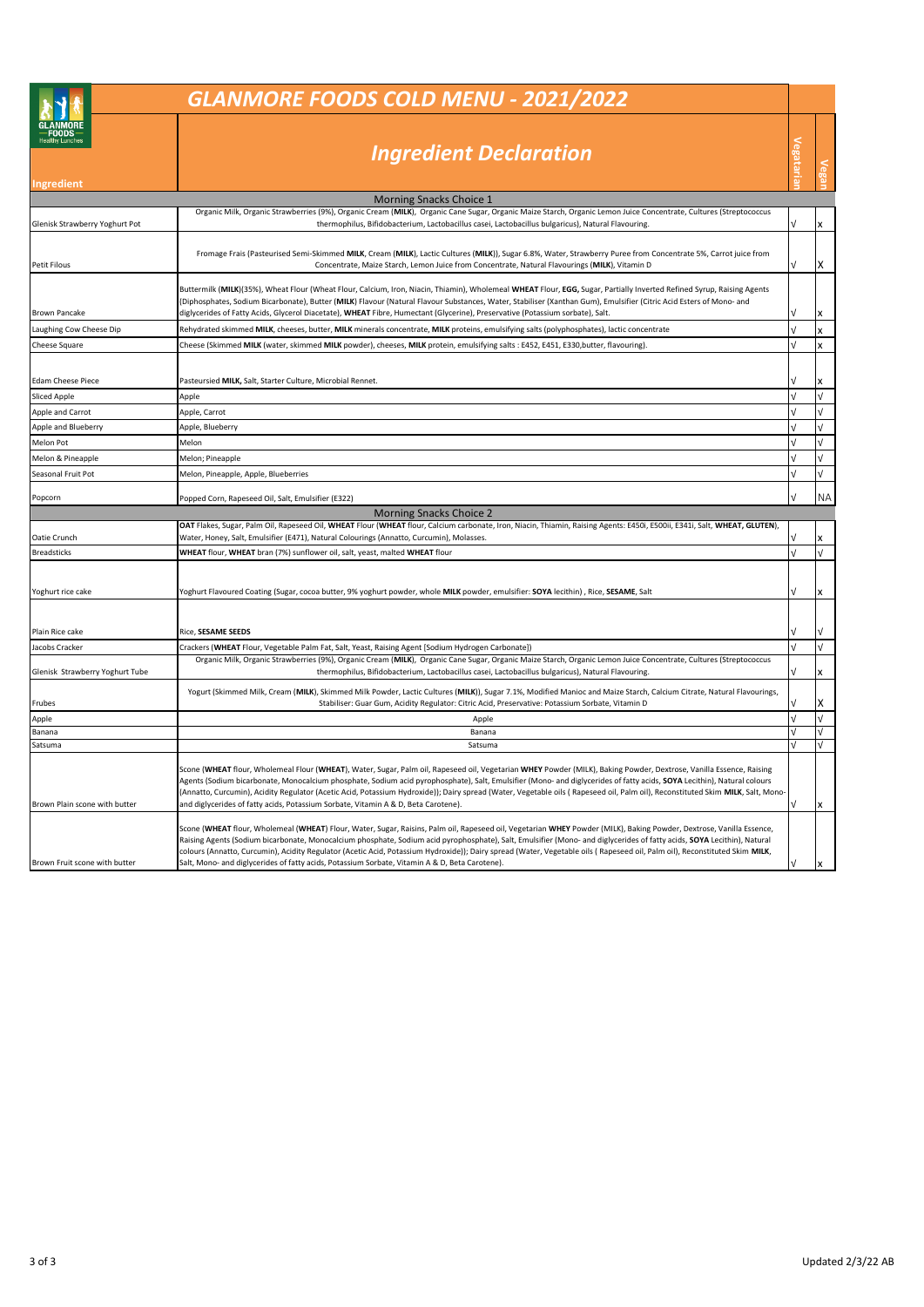# GLANMORE FOODS COLD MENU - 2021/2022

## Ingredient Declaration

| Ingredient | Ingredient Declaration | Vegatarian | Vegan |
|---|---|---|---|
| | **Morning Snacks Choice 1** | | |
| Glenisk Strawberry Yoghurt Pot | Organic Milk, Organic Strawberries (9%), Organic Cream (**MILK**), Organic Cane Sugar, Organic Maize Starch, Organic Lemon Juice Concentrate, Cultures (Streptococcus thermophilus, Bifidobacterium, Lactobacillus casei, Lactobacillus bulgaricus), Natural Flavouring. | √ | x |
| Petit Filous | Fromage Frais (Pasteurised Semi-Skimmed **MILK**, Cream (**MILK**), Lactic Cultures (**MILK**)), Sugar 6.8%, Water, Strawberry Puree from Concentrate 5%, Carrot juice from Concentrate, Maize Starch, Lemon Juice from Concentrate, Natural Flavourings (**MILK**), Vitamin D | √ | X |
| Brown Pancake | Buttermilk (**MILK**)(35%), Wheat Flour (Wheat Flour, Calcium, Iron, Niacin, Thiamin), Wholemeal **WHEAT** Flour, **EGG,** Sugar, Partially Inverted Refined Syrup, Raising Agents (Diphosphates, Sodium Bicarbonate), Butter (**MILK**) Flavour (Natural Flavour Substances, Water, Stabiliser (Xanthan Gum), Emulsifier (Citric Acid Esters of Mono- and diglycerides of Fatty Acids, Glycerol Diacetate), **WHEAT** Fibre, Humectant (Glycerine), Preservative (Potassium sorbate), Salt. | √ | x |
| Laughing Cow Cheese Dip | Rehydrated skimmed **MILK**, cheeses, butter, **MILK** minerals concentrate, **MILK** proteins, emulsifying salts (polyphosphates), lactic concentrate | √ | x |
| Cheese Square | Cheese (Skimmed **MILK** (water, skimmed **MILK** powder), cheeses, **MILK** protein, emulsifying salts : E452, E451, E330,butter, flavouring). | √ | x |
| Edam Cheese Piece | Pasteursied **MILK,** Salt, Starter Culture, Microbial Rennet. | √ | x |
| Sliced Apple | Apple | √ | √ |
| Apple and Carrot | Apple, Carrot | √ | √ |
| Apple and Blueberry | Apple, Blueberry | √ | √ |
| Melon Pot | Melon | √ | √ |
| Melon & Pineapple | Melon; Pineapple | √ | √ |
| Seasonal Fruit Pot | Melon, Pineapple, Apple, Blueberries | √ | √ |
| Popcorn | Popped Corn, Rapeseed Oil, Salt, Emulsifier (E322) | √ | NA |
| | **Morning Snacks Choice 2** | | |
| Oatie Crunch | **OAT** Flakes, Sugar, Palm Oil, Rapeseed Oil, **WHEAT** Flour (**WHEAT** flour, Calcium carbonate, Iron, Niacin, Thiamin, Raising Agents: E450i, E500ii, E341i, Salt, **WHEAT, GLUTEN**), Water, Honey, Salt, Emulsifier (E471), Natural Colourings (Annatto, Curcumin), Molasses. | √ | x |
| Breadsticks | **WHEAT** flour, **WHEAT** bran (7%) sunflower oil, salt, yeast, malted **WHEAT** flour | √ | √ |
| Yoghurt rice cake | Yoghurt Flavoured Coating (Sugar, cocoa butter, 9% yoghurt powder, whole **MILK** powder, emulsifier: **SOYA** lecithin) , Rice, **SESAME**, Salt | √ | x |
| Plain Rice cake | Rice, **SESAME SEEDS** | √ | √ |
| Jacobs Cracker | Crackers (**WHEAT** Flour, Vegetable Palm Fat, Salt, Yeast, Raising Agent [Sodium Hydrogen Carbonate]) | √ | √ |
| Glenisk Strawberry Yoghurt Tube | Organic Milk, Organic Strawberries (9%), Organic Cream (**MILK**), Organic Cane Sugar, Organic Maize Starch, Organic Lemon Juice Concentrate, Cultures (Streptococcus thermophilus, Bifidobacterium, Lactobacillus casei, Lactobacillus bulgaricus), Natural Flavouring. | √ | x |
| Frubes | Yogurt (Skimmed Milk, Cream (**MILK**), Skimmed Milk Powder, Lactic Cultures (**MILK**)), Sugar 7.1%, Modified Manioc and Maize Starch, Calcium Citrate, Natural Flavourings, Stabiliser: Guar Gum, Acidity Regulator: Citric Acid, Preservative: Potassium Sorbate, Vitamin D | √ | X |
| Apple | Apple | √ | √ |
| Banana | Banana | √ | √ |
| Satsuma | Satsuma | √ | √ |
| Brown Plain scone with butter | Scone (**WHEAT** flour, Wholemeal Flour (**WHEAT**), Water, Sugar, Palm oil, Rapeseed oil, Vegetarian **WHEY** Powder (MILK), Baking Powder, Dextrose, Vanilla Essence, Raising Agents (Sodium bicarbonate, Monocalcium phosphate, Sodium acid pyrophosphate), Salt, Emulsifier (Mono- and diglycerides of fatty acids, **SOYA** Lecithin), Natural colours (Annatto, Curcumin), Acidity Regulator (Acetic Acid, Potassium Hydroxide)); Dairy spread (Water, Vegetable oils ( Rapeseed oil, Palm oil), Reconstituted Skim **MILK**, Salt, Mono- and diglycerides of fatty acids, Potassium Sorbate, Vitamin A & D, Beta Carotene). | √ | x |
| Brown Fruit scone with butter | Scone (**WHEAT** flour, Wholemeal (**WHEAT**) Flour, Water, Sugar, Raisins, Palm oil, Rapeseed oil, Vegetarian **WHEY** Powder (MILK), Baking Powder, Dextrose, Vanilla Essence, Raising Agents (Sodium bicarbonate, Monocalcium phosphate, Sodium acid pyrophosphate), Salt, Emulsifier (Mono- and diglycerides of fatty acids, **SOYA** Lecithin), Natural colours (Annatto, Curcumin), Acidity Regulator (Acetic Acid, Potassium Hydroxide)); Dairy spread (Water, Vegetable oils ( Rapeseed oil, Palm oil), Reconstituted Skim **MILK**, Salt, Mono- and diglycerides of fatty acids, Potassium Sorbate, Vitamin A & D, Beta Carotene). | √ | x |

Updated 2/3/22 AB